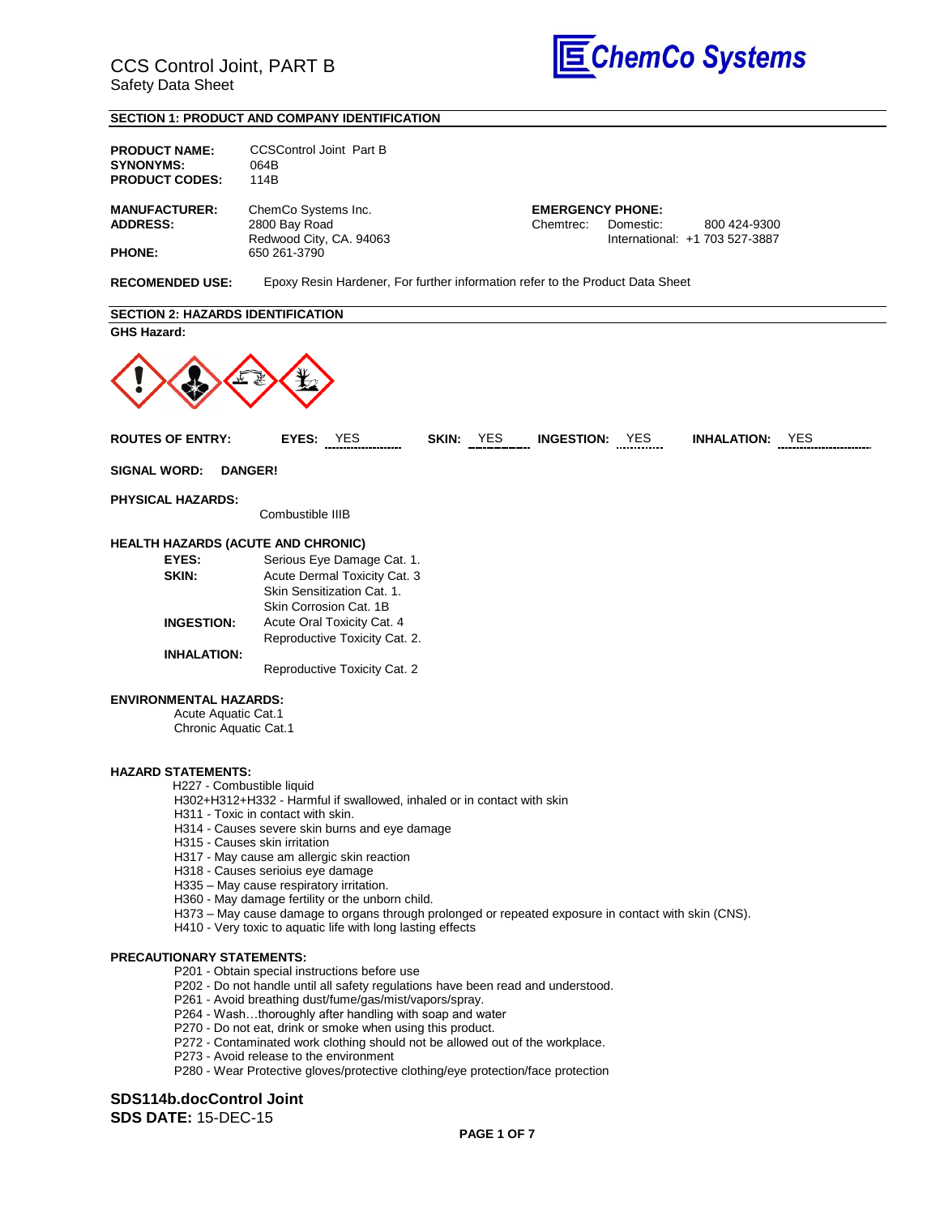# CCS Control Joint, PART B

Safety Data Sheet

ChemCo Systems

## SECTION 1: PRODUCT AND COMPANY IDENTIFICATION

**PRODUCT NAME:** CCSControl Joint Part B
**SYNONYMS:** 064B
**PRODUCT CODES:** 114B

**MANUFACTURER:** ChemCo Systems Inc.
**ADDRESS:** 2800 Bay Road
Redwood City, CA. 94063
**PHONE:** 650 261-3790

**EMERGENCY PHONE:**
Chemtrec: Domestic: 800 424-9300
International: +1 703 527-3887

**RECOMENDED USE:** Epoxy Resin Hardener, For further information refer to the Product Data Sheet

## SECTION 2: HAZARDS IDENTIFICATION

**GHS Hazard:**

**ROUTES OF ENTRY:** **EYES:** YES **SKIN:** YES **INGESTION:** YES **INHALATION:** YES

**SIGNAL WORD:** **DANGER!**

**PHYSICAL HAZARDS:**

Combustible IIIB

**HEALTH HAZARDS (ACUTE AND CHRONIC)**

**EYES:** Serious Eye Damage Cat. 1.

**SKIN:** Acute Dermal Toxicity Cat. 3
Skin Sensitization Cat. 1.
Skin Corrosion Cat. 1B

**INGESTION:** Acute Oral Toxicity Cat. 4
Reproductive Toxicity Cat. 2.

**INHALATION:**
Reproductive Toxicity Cat. 2

**ENVIRONMENTAL HAZARDS:**

Acute Aquatic Cat.1
Chronic Aquatic Cat.1

**HAZARD STATEMENTS:**

H227 - Combustible liquid
H302+H312+H332 - Harmful if swallowed, inhaled or in contact with skin
H311 - Toxic in contact with skin.
H314 - Causes severe skin burns and eye damage
H315 - Causes skin irritation
H317 - May cause am allergic skin reaction
H318 - Causes serioius eye damage
H335 – May cause respiratory irritation.
H360 - May damage fertility or the unborn child.
H373 – May cause damage to organs through prolonged or repeated exposure in contact with skin (CNS).
H410 - Very toxic to aquatic life with long lasting effects

**PRECAUTIONARY STATEMENTS:**

P201 - Obtain special instructions before use
P202 - Do not handle until all safety regulations have been read and understood.
P261 - Avoid breathing dust/fume/gas/mist/vapors/spray.
P264 - Wash…thoroughly after handling with soap and water
P270 - Do not eat, drink or smoke when using this product.
P272 - Contaminated work clothing should not be allowed out of the workplace.
P273 - Avoid release to the environment
P280 - Wear Protective gloves/protective clothing/eye protection/face protection

**SDS114b.docControl Joint**
**SDS DATE:** 15-DEC-15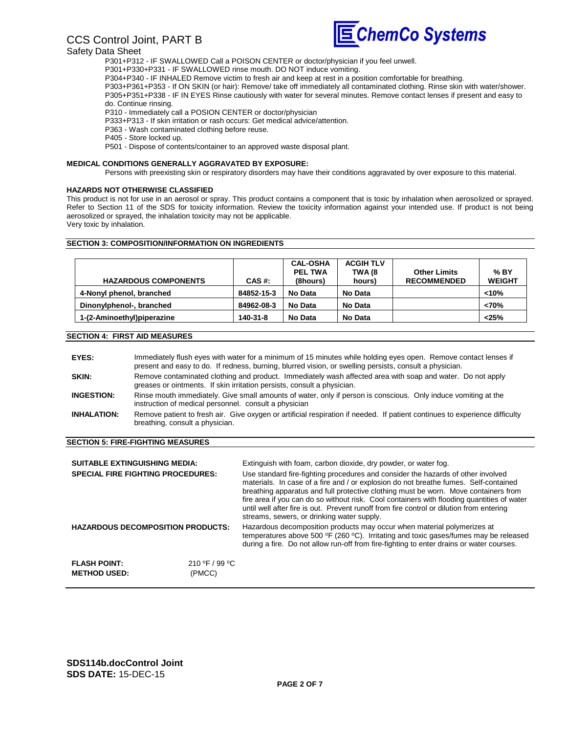P301+P312 - IF SWALLOWED Call a POISON CENTER or doctor/physician if you feel unwell.
P301+P330+P331 - IF SWALLOWED rinse mouth. DO NOT induce vomiting.
P304+P340 - IF INHALED Remove victim to fresh air and keep at rest in a position comfortable for breathing.
P303+P361+P353 - If ON SKIN (or hair): Remove/ take off immediately all contaminated clothing. Rinse skin with water/shower.
P305+P351+P338 - IF IN EYES Rinse cautiously with water for several minutes. Remove contact lenses if present and easy to do. Continue rinsing.
P310 - Immediately call a POSION CENTER or doctor/physician
P333+P313 - If skin irritation or rash occurs: Get medical advice/attention.
P363 - Wash contaminated clothing before reuse.
P405 - Store locked up.
P501 - Dispose of contents/container to an approved waste disposal plant.

**MEDICAL CONDITIONS GENERALLY AGGRAVATED BY EXPOSURE:**

Persons with preexisting skin or respiratory disorders may have their conditions aggravated by over exposure to this material.

**HAZARDS NOT OTHERWISE CLASSIFIED**

This product is not for use in an aerosol or spray. This product contains a component that is toxic by inhalation when aerosolized or sprayed. Refer to Section 11 of the SDS for toxicity information. Review the toxicity information against your intended use. If product is not being aerosolized or sprayed, the inhalation toxicity may not be applicable.
Very toxic by inhalation.

## SECTION 3: COMPOSITION/INFORMATION ON INGREDIENTS

| HAZARDOUS COMPONENTS | CAS #: | CAL-OSHA PEL TWA (8hours) | ACGIH TLV TWA (8 hours) | Other Limits RECOMMENDED | % BY WEIGHT |
|---|---|---|---|---|---|
| 4-Nonyl phenol, branched | 84852-15-3 | No Data | No Data | | <10% |
| Dinonylphenol-, branched | 84962-08-3 | No Data | No Data | | <70% |
| 1-(2-Aminoethyl)piperazine | 140-31-8 | No Data | No Data | | <25% |

## SECTION 4: FIRST AID MEASURES

**EYES:** Immediately flush eyes with water for a minimum of 15 minutes while holding eyes open. Remove contact lenses if present and easy to do. If redness, burning, blurred vision, or swelling persists, consult a physician.

**SKIN:** Remove contaminated clothing and product. Immediately wash affected area with soap and water. Do not apply greases or ointments. If skin irritation persists, consult a physician.

**INGESTION:** Rinse mouth immediately. Give small amounts of water, only if person is conscious. Only induce vomiting at the instruction of medical personnel. consult a physician

**INHALATION:** Remove patient to fresh air. Give oxygen or artificial respiration if needed. If patient continues to experience difficulty breathing, consult a physician.

## SECTION 5: FIRE-FIGHTING MEASURES

**SUITABLE EXTINGUISHING MEDIA:** Extinguish with foam, carbon dioxide, dry powder, or water fog.

**SPECIAL FIRE FIGHTING PROCEDURES:** Use standard fire-fighting procedures and consider the hazards of other involved materials. In case of a fire and / or explosion do not breathe fumes. Self-contained breathing apparatus and full protective clothing must be worn. Move containers from fire area if you can do so without risk. Cool containers with flooding quantities of water until well after fire is out. Prevent runoff from fire control or dilution from entering streams, sewers, or drinking water supply.

**HAZARDOUS DECOMPOSITION PRODUCTS:** Hazardous decomposition products may occur when material polymerizes at temperatures above 500 ºF (260 ºC). Irritating and toxic gases/fumes may be released during a fire. Do not allow run-off from fire-fighting to enter drains or water courses.

**FLASH POINT:** 210 ºF / 99 ºC
**METHOD USED:** (PMCC)

**SDS114b.docControl Joint**
**SDS DATE:** 15-DEC-15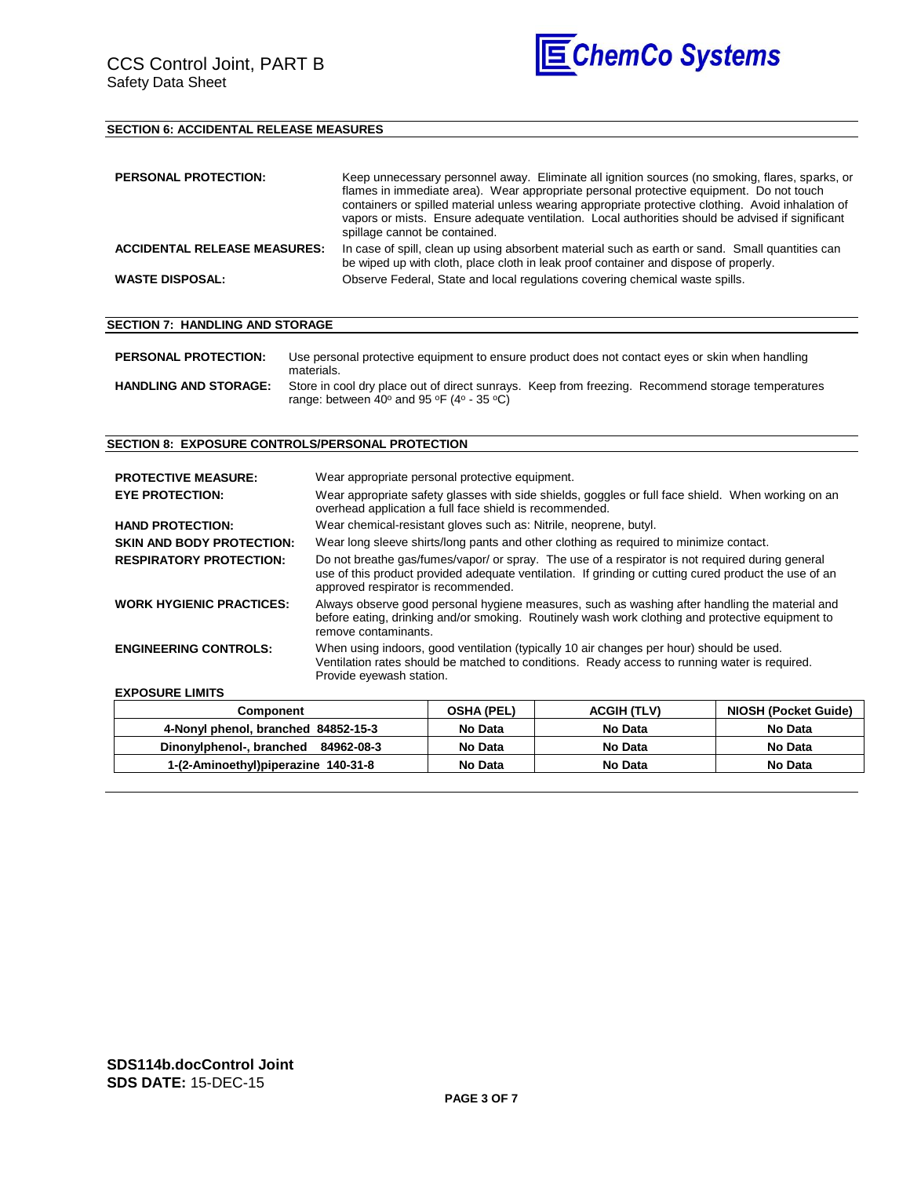## SECTION 6: ACCIDENTAL RELEASE MEASURES

**PERSONAL PROTECTION:** Keep unnecessary personnel away. Eliminate all ignition sources (no smoking, flares, sparks, or flames in immediate area). Wear appropriate personal protective equipment. Do not touch containers or spilled material unless wearing appropriate protective clothing. Avoid inhalation of vapors or mists. Ensure adequate ventilation. Local authorities should be advised if significant spillage cannot be contained.

**ACCIDENTAL RELEASE MEASURES:** In case of spill, clean up using absorbent material such as earth or sand. Small quantities can be wiped up with cloth, place cloth in leak proof container and dispose of properly.

**WASTE DISPOSAL:** Observe Federal, State and local regulations covering chemical waste spills.

## SECTION 7: HANDLING AND STORAGE

**PERSONAL PROTECTION:** Use personal protective equipment to ensure product does not contact eyes or skin when handling materials.

**HANDLING AND STORAGE:** Store in cool dry place out of direct sunrays. Keep from freezing. Recommend storage temperatures range: between 40° and 95 °F (4° - 35 °C)

## SECTION 8: EXPOSURE CONTROLS/PERSONAL PROTECTION

**PROTECTIVE MEASURE:** Wear appropriate personal protective equipment.

**EYE PROTECTION:** Wear appropriate safety glasses with side shields, goggles or full face shield. When working on an overhead application a full face shield is recommended.

**HAND PROTECTION:** Wear chemical-resistant gloves such as: Nitrile, neoprene, butyl.

**SKIN AND BODY PROTECTION:** Wear long sleeve shirts/long pants and other clothing as required to minimize contact.

**RESPIRATORY PROTECTION:** Do not breathe gas/fumes/vapor/ or spray. The use of a respirator is not required during general use of this product provided adequate ventilation. If grinding or cutting cured product the use of an approved respirator is recommended.

**WORK HYGIENIC PRACTICES:** Always observe good personal hygiene measures, such as washing after handling the material and before eating, drinking and/or smoking. Routinely wash work clothing and protective equipment to remove contaminants.

**ENGINEERING CONTROLS:** When using indoors, good ventilation (typically 10 air changes per hour) should be used. Ventilation rates should be matched to conditions. Ready access to running water is required. Provide eyewash station.

**EXPOSURE LIMITS**

| Component | OSHA (PEL) | ACGIH (TLV) | NIOSH (Pocket Guide) |
|---|---|---|---|
| 4-Nonyl phenol, branched 84852-15-3 | No Data | No Data | No Data |
| Dinonylphenol-, branched 84962-08-3 | No Data | No Data | No Data |
| 1-(2-Aminoethyl)piperazine 140-31-8 | No Data | No Data | No Data |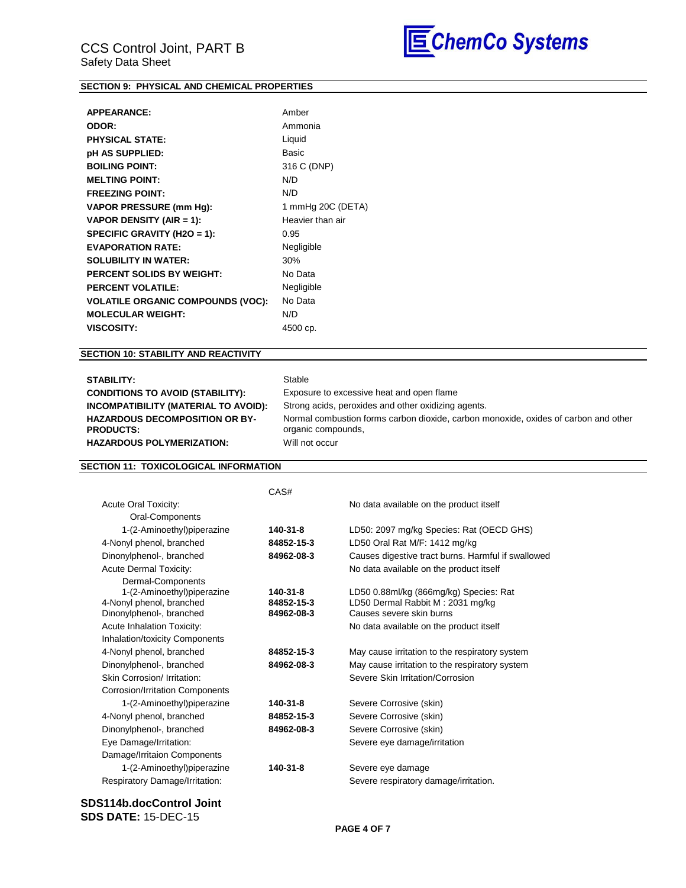## SECTION 9: PHYSICAL AND CHEMICAL PROPERTIES

| | |
|---|---|
| **APPEARANCE:** | Amber |
| **ODOR:** | Ammonia |
| **PHYSICAL STATE:** | Liquid |
| **pH AS SUPPLIED:** | Basic |
| **BOILING POINT:** | 316 C (DNP) |
| **MELTING POINT:** | N/D |
| **FREEZING POINT:** | N/D |
| **VAPOR PRESSURE (mm Hg):** | 1 mmHg 20C (DETA) |
| **VAPOR DENSITY (AIR = 1):** | Heavier than air |
| **SPECIFIC GRAVITY (H2O = 1):** | 0.95 |
| **EVAPORATION RATE:** | Negligible |
| **SOLUBILITY IN WATER:** | 30% |
| **PERCENT SOLIDS BY WEIGHT:** | No Data |
| **PERCENT VOLATILE:** | Negligible |
| **VOLATILE ORGANIC COMPOUNDS (VOC):** | No Data |
| **MOLECULAR WEIGHT:** | N/D |
| **VISCOSITY:** | 4500 cp. |

## SECTION 10: STABILITY AND REACTIVITY

| | |
|---|---|
| **STABILITY:** | Stable |
| **CONDITIONS TO AVOID (STABILITY):** | Exposure to excessive heat and open flame |
| **INCOMPATIBILITY (MATERIAL TO AVOID):** | Strong acids, peroxides and other oxidizing agents. |
| **HAZARDOUS DECOMPOSITION OR BY-PRODUCTS:** | Normal combustion forms carbon dioxide, carbon monoxide, oxides of carbon and other organic compounds, |
| **HAZARDOUS POLYMERIZATION:** | Will not occur |

## SECTION 11: TOXICOLOGICAL INFORMATION

| | CAS# | |
|---|---|---|
| Acute Oral Toxicity: | | No data available on the product itself |
| Oral-Components | | |
| 1-(2-Aminoethyl)piperazine | **140-31-8** | LD50: 2097 mg/kg Species: Rat (OECD GHS) |
| 4-Nonyl phenol, branched | **84852-15-3** | LD50 Oral Rat M/F: 1412 mg/kg |
| Dinonylphenol-, branched | **84962-08-3** | Causes digestive tract burns. Harmful if swallowed |
| Acute Dermal Toxicity: | | No data available on the product itself |
| Dermal-Components | | |
| 1-(2-Aminoethyl)piperazine | **140-31-8** | LD50 0.88ml/kg (866mg/kg) Species: Rat |
| 4-Nonyl phenol, branched | **84852-15-3** | LD50 Dermal Rabbit M : 2031 mg/kg |
| Dinonylphenol-, branched | **84962-08-3** | Causes severe skin burns |
| Acute Inhalation Toxicity: | | No data available on the product itself |
| Inhalation/toxicity Components | | |
| 4-Nonyl phenol, branched | **84852-15-3** | May cause irritation to the respiratory system |
| Dinonylphenol-, branched | **84962-08-3** | May cause irritation to the respiratory system |
| Skin Corrosion/ Irritation: | | Severe Skin Irritation/Corrosion |
| Corrosion/Irritation Components | | |
| 1-(2-Aminoethyl)piperazine | **140-31-8** | Severe Corrosive (skin) |
| 4-Nonyl phenol, branched | **84852-15-3** | Severe Corrosive (skin) |
| Dinonylphenol-, branched | **84962-08-3** | Severe Corrosive (skin) |
| Eye Damage/Irritation: | | Severe eye damage/irritation |
| Damage/Irritaion Components | | |
| 1-(2-Aminoethyl)piperazine | **140-31-8** | Severe eye damage |
| Respiratory Damage/Irritation: | | Severe respiratory damage/irritation. |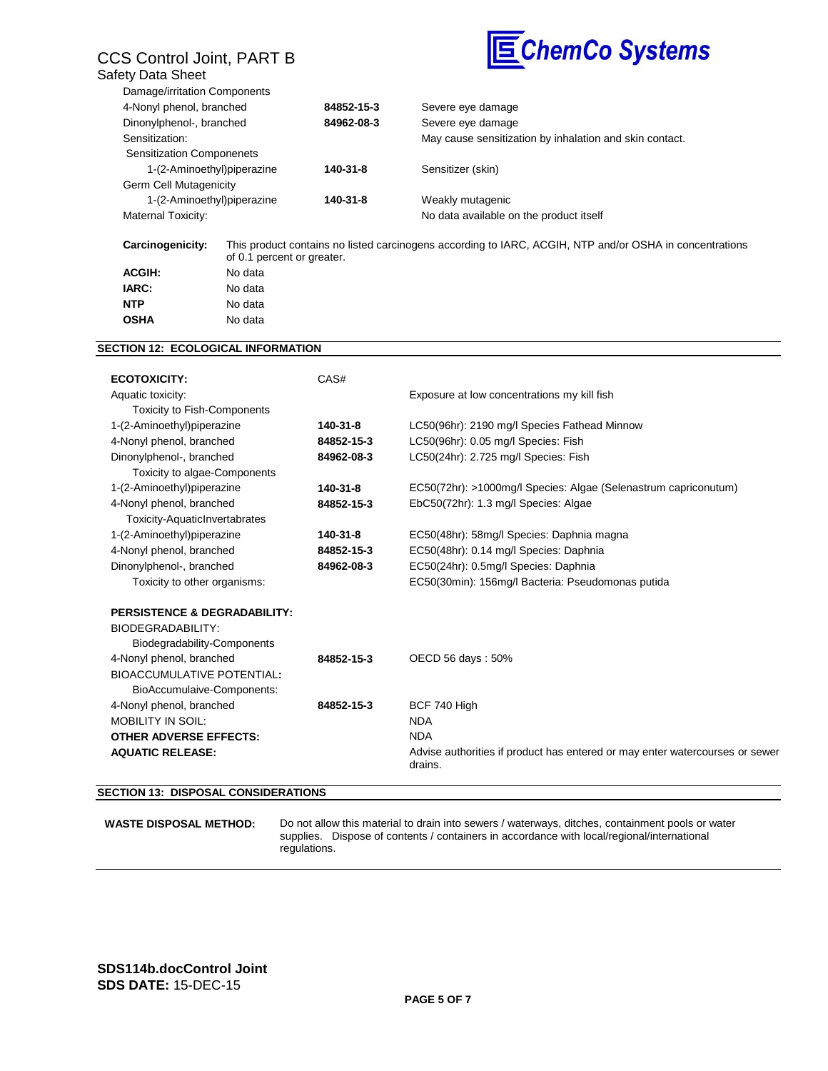| | | |
|---|---|---|
| Damage/irritation Components | | |
| 4-Nonyl phenol, branched | **84852-15-3** | Severe eye damage |
| Dinonylphenol-, branched | **84962-08-3** | Severe eye damage |
| Sensitization: | | May cause sensitization by inhalation and skin contact. |
| Sensitization Componenets | | |
| 1-(2-Aminoethyl)piperazine | **140-31-8** | Sensitizer (skin) |
| Germ Cell Mutagenicity | | |
| 1-(2-Aminoethyl)piperazine | **140-31-8** | Weakly mutagenic |
| Maternal Toxicity: | | No data available on the product itself |

| | |
|---|---|
| **Carcinogenicity:** | This product contains no listed carcinogens according to IARC, ACGIH, NTP and/or OSHA in concentrations of 0.1 percent or greater. |
| **ACGIH:** | No data |
| **IARC:** | No data |
| **NTP** | No data |
| **OSHA** | No data |

## SECTION 12: ECOLOGICAL INFORMATION

| **ECOTOXICITY:** | CAS# | |
|---|---|---|
| Aquatic toxicity: | | Exposure at low concentrations my kill fish |
| Toxicity to Fish-Components | | |
| 1-(2-Aminoethyl)piperazine | **140-31-8** | LC50(96hr): 2190 mg/l Species Fathead Minnow |
| 4-Nonyl phenol, branched | **84852-15-3** | LC50(96hr): 0.05 mg/l Species: Fish |
| Dinonylphenol-, branched | **84962-08-3** | LC50(24hr): 2.725 mg/l Species: Fish |
| Toxicity to algae-Components | | |
| 1-(2-Aminoethyl)piperazine | **140-31-8** | EC50(72hr): >1000mg/l Species: Algae (Selenastrum capriconutum) |
| 4-Nonyl phenol, branched | **84852-15-3** | EbC50(72hr): 1.3 mg/l Species: Algae |
| Toxicity-AquaticInvertabrates | | |
| 1-(2-Aminoethyl)piperazine | **140-31-8** | EC50(48hr): 58mg/l Species: Daphnia magna |
| 4-Nonyl phenol, branched | **84852-15-3** | EC50(48hr): 0.14 mg/l Species: Daphnia |
| Dinonylphenol-, branched | **84962-08-3** | EC50(24hr): 0.5mg/l Species: Daphnia |
| Toxicity to other organisms: | | EC50(30min): 156mg/l Bacteria: Pseudomonas putida |
| **PERSISTENCE & DEGRADABILITY:** | | |
| BIODEGRADABILITY: | | |
| Biodegradability-Components | | |
| 4-Nonyl phenol, branched | **84852-15-3** | OECD 56 days : 50% |
| BIOACCUMULATIVE POTENTIAL**:** | | |
| BioAccumulaive-Components: | | |
| 4-Nonyl phenol, branched | **84852-15-3** | BCF 740 High |
| MOBILITY IN SOIL: | | NDA |
| **OTHER ADVERSE EFFECTS:** | | NDA |
| **AQUATIC RELEASE:** | | Advise authorities if product has entered or may enter watercourses or sewer drains. |

## SECTION 13: DISPOSAL CONSIDERATIONS

**WASTE DISPOSAL METHOD:** Do not allow this material to drain into sewers / waterways, ditches, containment pools or water supplies. Dispose of contents / containers in accordance with local/regional/international regulations.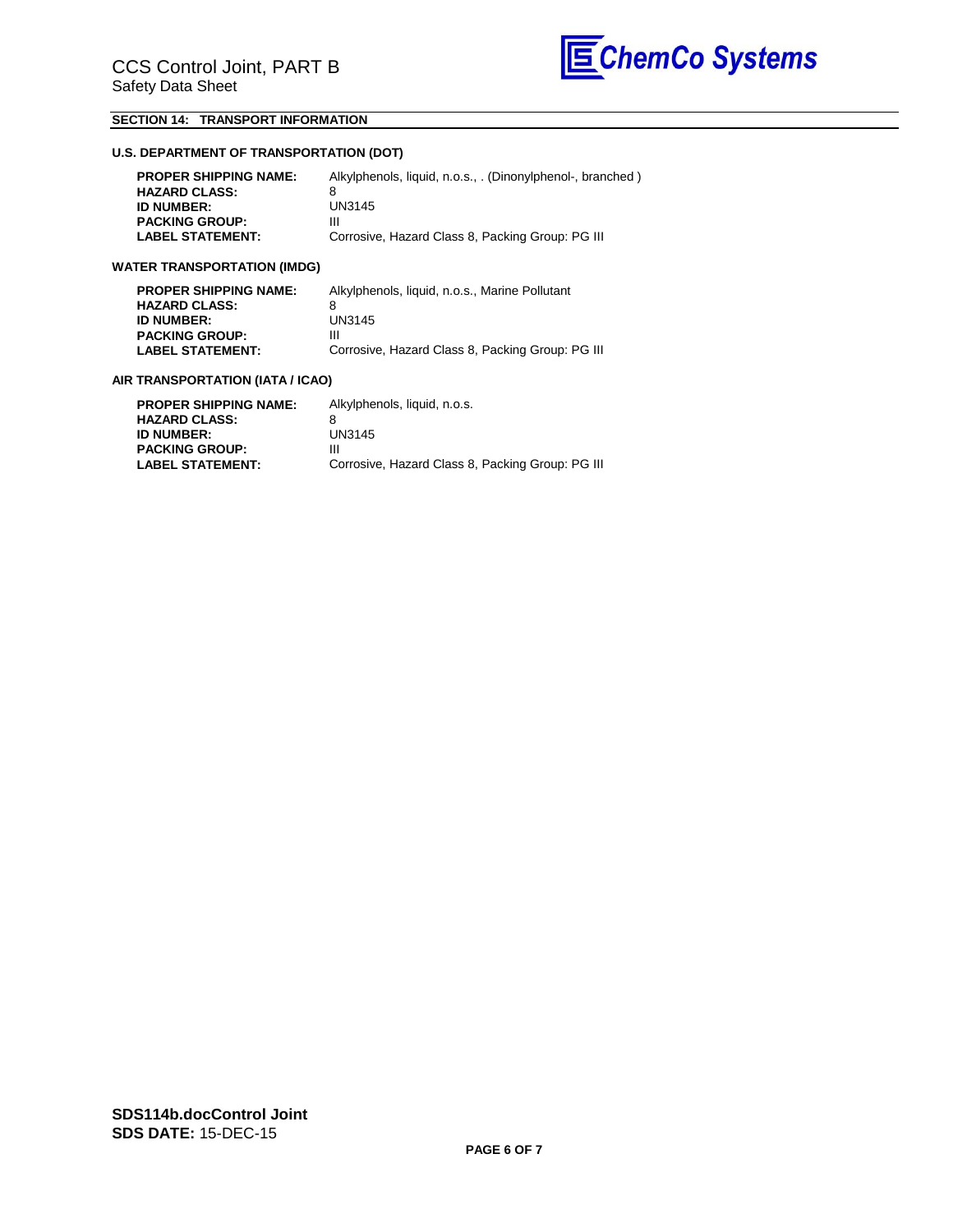## SECTION 14: TRANSPORT INFORMATION

### U.S. DEPARTMENT OF TRANSPORTATION (DOT)

**PROPER SHIPPING NAME:** Alkylphenols, liquid, n.o.s., . (Dinonylphenol-, branched )
**HAZARD CLASS:** 8
**ID NUMBER:** UN3145
**PACKING GROUP:** III
**LABEL STATEMENT:** Corrosive, Hazard Class 8, Packing Group: PG III

### WATER TRANSPORTATION (IMDG)

**PROPER SHIPPING NAME:** Alkylphenols, liquid, n.o.s., Marine Pollutant
**HAZARD CLASS:** 8
**ID NUMBER:** UN3145
**PACKING GROUP:** III
**LABEL STATEMENT:** Corrosive, Hazard Class 8, Packing Group: PG III

### AIR TRANSPORTATION (IATA / ICAO)

**PROPER SHIPPING NAME:** Alkylphenols, liquid, n.o.s.
**HAZARD CLASS:** 8
**ID NUMBER:** UN3145
**PACKING GROUP:** III
**LABEL STATEMENT:** Corrosive, Hazard Class 8, Packing Group: PG III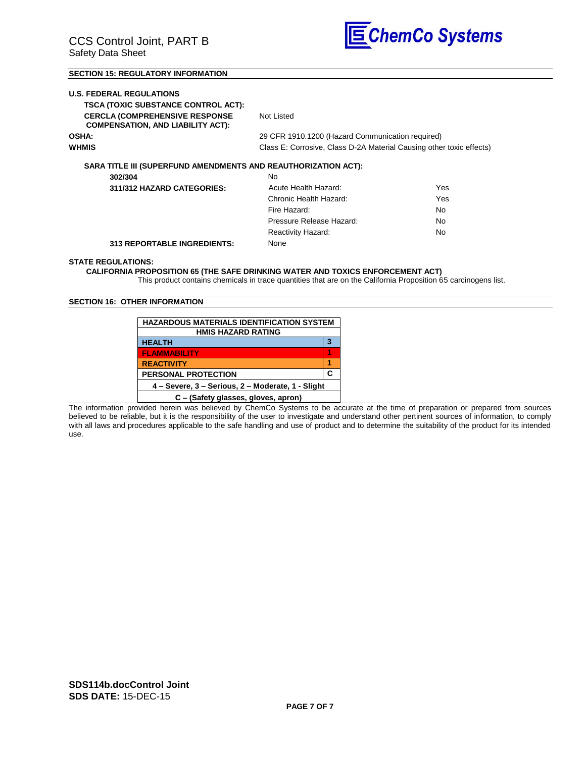## SECTION 15: REGULATORY INFORMATION

**U.S. FEDERAL REGULATIONS**

| | |
|---|---|
| **TSCA (TOXIC SUBSTANCE CONTROL ACT):** | |
| **CERCLA (COMPREHENSIVE RESPONSE COMPENSATION, AND LIABILITY ACT):** | Not Listed |
| **OSHA:** | 29 CFR 1910.1200 (Hazard Communication required) |
| **WHMIS** | Class E: Corrosive, Class D-2A Material Causing other toxic effects) |

**SARA TITLE III (SUPERFUND AMENDMENTS AND REAUTHORIZATION ACT):**

| | | |
|---|---|---|
| **302/304** | No | |
| **311/312 HAZARD CATEGORIES:** | Acute Health Hazard: | Yes |
| | Chronic Health Hazard: | Yes |
| | Fire Hazard: | No |
| | Pressure Release Hazard: | No |
| | Reactivity Hazard: | No |
| **313 REPORTABLE INGREDIENTS:** | None | |

**STATE REGULATIONS:**

**CALIFORNIA PROPOSITION 65 (THE SAFE DRINKING WATER AND TOXICS ENFORCEMENT ACT)**

This product contains chemicals in trace quantities that are on the California Proposition 65 carcinogens list.

## SECTION 16: OTHER INFORMATION

| HAZARDOUS MATERIALS IDENTIFICATION SYSTEM | |
|---|---|
| **HMIS HAZARD RATING** | |
| **HEALTH** | **3** |
| **FLAMMABILITY** | **1** |
| **REACTIVITY** | **1** |
| **PERSONAL PROTECTION** | **C** |
| **4 – Severe, 3 – Serious, 2 – Moderate, 1 - Slight** | |
| **C – (Safety glasses, gloves, apron)** | |

The information provided herein was believed by ChemCo Systems to be accurate at the time of preparation or prepared from sources believed to be reliable, but it is the responsibility of the user to investigate and understand other pertinent sources of information, to comply with all laws and procedures applicable to the safe handling and use of product and to determine the suitability of the product for its intended use.

**SDS114b.docControl Joint**
**SDS DATE:** 15-DEC-15